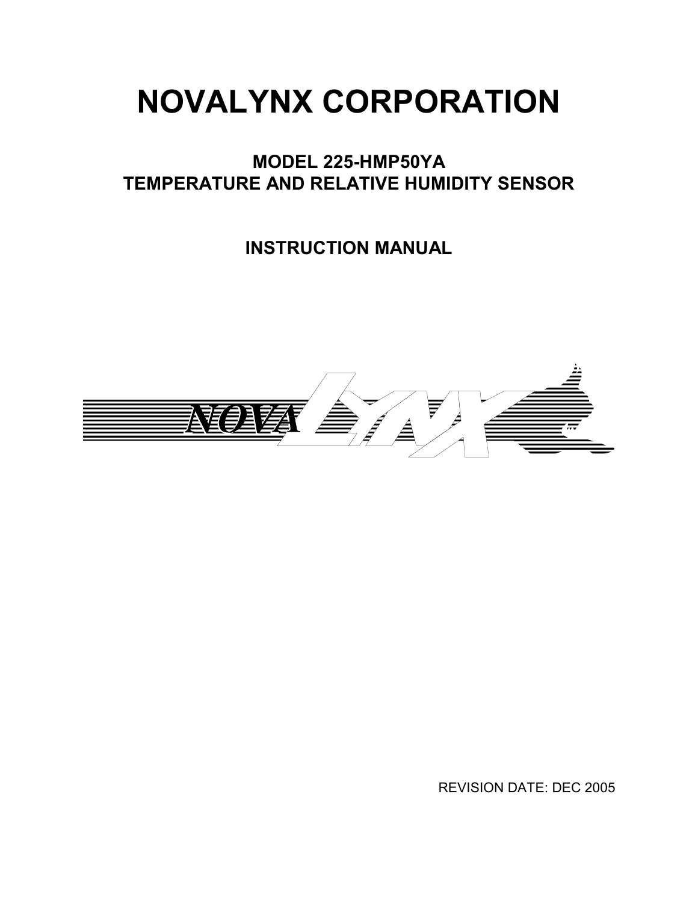# NOVALYNX CORPORATION

## MODEL 225-HMP50YA
## TEMPERATURE AND RELATIVE HUMIDITY SENSOR

## INSTRUCTION MANUAL

REVISION DATE: DEC 2005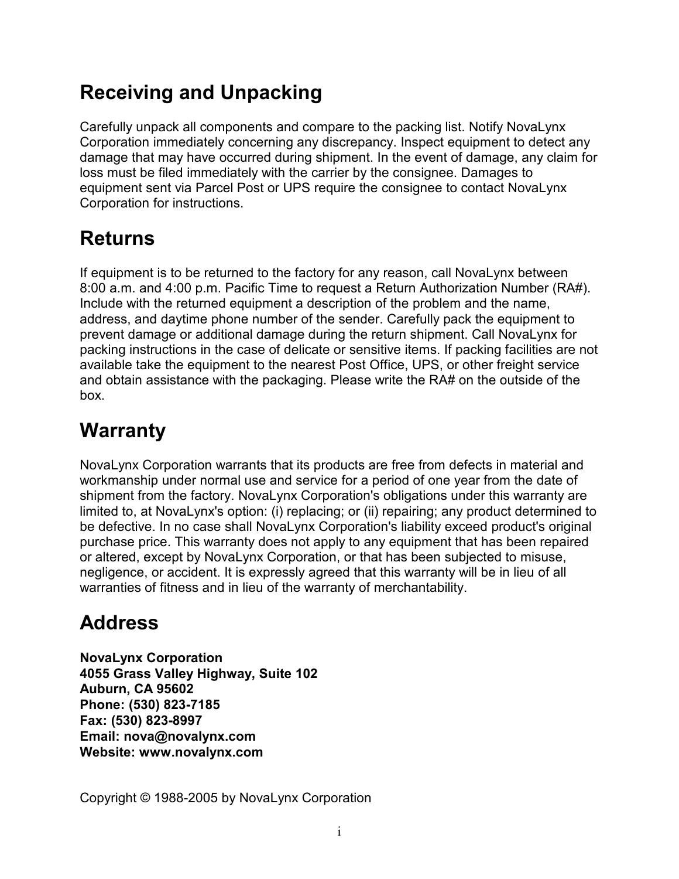# Receiving and Unpacking

Carefully unpack all components and compare to the packing list. Notify NovaLynx Corporation immediately concerning any discrepancy. Inspect equipment to detect any damage that may have occurred during shipment. In the event of damage, any claim for loss must be filed immediately with the carrier by the consignee. Damages to equipment sent via Parcel Post or UPS require the consignee to contact NovaLynx Corporation for instructions.

# Returns

If equipment is to be returned to the factory for any reason, call NovaLynx between 8:00 a.m. and 4:00 p.m. Pacific Time to request a Return Authorization Number (RA#). Include with the returned equipment a description of the problem and the name, address, and daytime phone number of the sender. Carefully pack the equipment to prevent damage or additional damage during the return shipment. Call NovaLynx for packing instructions in the case of delicate or sensitive items. If packing facilities are not available take the equipment to the nearest Post Office, UPS, or other freight service and obtain assistance with the packaging. Please write the RA# on the outside of the box.

# Warranty

NovaLynx Corporation warrants that its products are free from defects in material and workmanship under normal use and service for a period of one year from the date of shipment from the factory. NovaLynx Corporation's obligations under this warranty are limited to, at NovaLynx's option: (i) replacing; or (ii) repairing; any product determined to be defective. In no case shall NovaLynx Corporation's liability exceed product's original purchase price. This warranty does not apply to any equipment that has been repaired or altered, except by NovaLynx Corporation, or that has been subjected to misuse, negligence, or accident. It is expressly agreed that this warranty will be in lieu of all warranties of fitness and in lieu of the warranty of merchantability.

# Address

**NovaLynx Corporation**
**4055 Grass Valley Highway, Suite 102**
**Auburn, CA 95602**
**Phone: (530) 823-7185**
**Fax: (530) 823-8997**
**Email: nova@novalynx.com**
**Website: www.novalynx.com**

Copyright © 1988-2005 by NovaLynx Corporation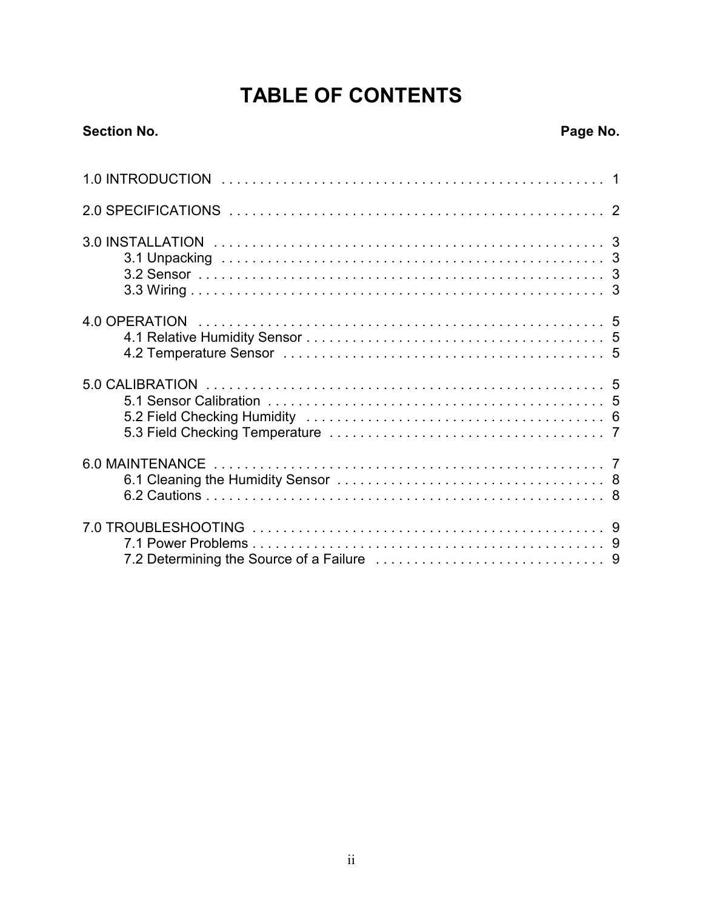# TABLE OF CONTENTS

| Section No. | Page No. |
|---|---|
| 1.0 INTRODUCTION | 1 |
| 2.0 SPECIFICATIONS | 2 |
| 3.0 INSTALLATION | 3 |
| 3.1 Unpacking | 3 |
| 3.2 Sensor | 3 |
| 3.3 Wiring | 3 |
| 4.0 OPERATION | 5 |
| 4.1 Relative Humidity Sensor | 5 |
| 4.2 Temperature Sensor | 5 |
| 5.0 CALIBRATION | 5 |
| 5.1 Sensor Calibration | 5 |
| 5.2 Field Checking Humidity | 6 |
| 5.3 Field Checking Temperature | 7 |
| 6.0 MAINTENANCE | 7 |
| 6.1 Cleaning the Humidity Sensor | 8 |
| 6.2 Cautions | 8 |
| 7.0 TROUBLESHOOTING | 9 |
| 7.1 Power Problems | 9 |
| 7.2 Determining the Source of a Failure | 9 |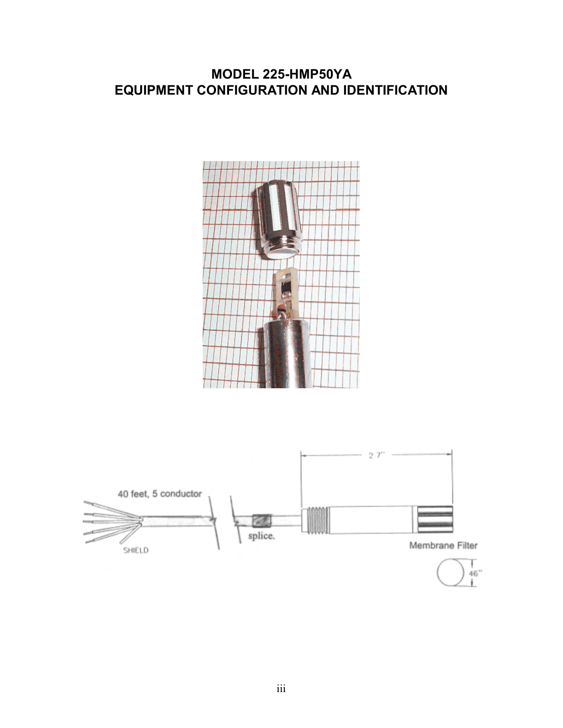# MODEL 225-HMP50YA
# EQUIPMENT CONFIGURATION AND IDENTIFICATION

40 feet, 5 conductor

SHIELD

splice.

2.7"

Membrane Filter

.46"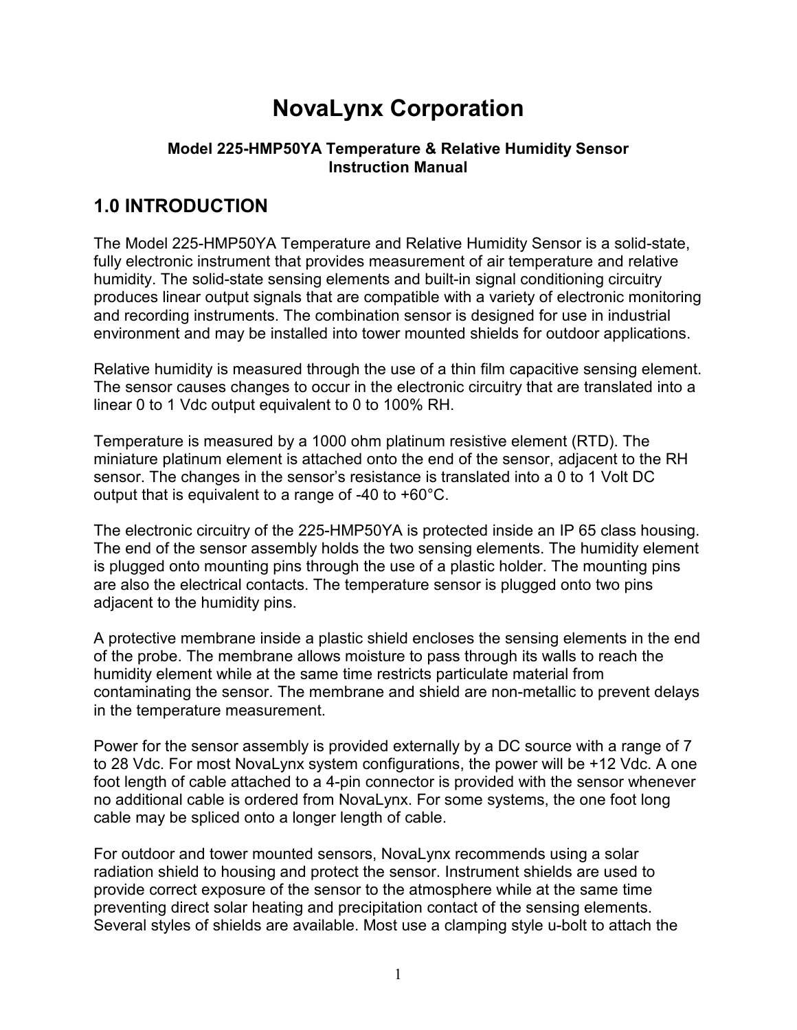# NovaLynx Corporation

**Model 225-HMP50YA Temperature & Relative Humidity Sensor**
**Instruction Manual**

## 1.0 INTRODUCTION

The Model 225-HMP50YA Temperature and Relative Humidity Sensor is a solid-state, fully electronic instrument that provides measurement of air temperature and relative humidity. The solid-state sensing elements and built-in signal conditioning circuitry produces linear output signals that are compatible with a variety of electronic monitoring and recording instruments. The combination sensor is designed for use in industrial environment and may be installed into tower mounted shields for outdoor applications.

Relative humidity is measured through the use of a thin film capacitive sensing element. The sensor causes changes to occur in the electronic circuitry that are translated into a linear 0 to 1 Vdc output equivalent to 0 to 100% RH.

Temperature is measured by a 1000 ohm platinum resistive element (RTD). The miniature platinum element is attached onto the end of the sensor, adjacent to the RH sensor. The changes in the sensor's resistance is translated into a 0 to 1 Volt DC output that is equivalent to a range of -40 to +60°C.

The electronic circuitry of the 225-HMP50YA is protected inside an IP 65 class housing. The end of the sensor assembly holds the two sensing elements. The humidity element is plugged onto mounting pins through the use of a plastic holder. The mounting pins are also the electrical contacts. The temperature sensor is plugged onto two pins adjacent to the humidity pins.

A protective membrane inside a plastic shield encloses the sensing elements in the end of the probe. The membrane allows moisture to pass through its walls to reach the humidity element while at the same time restricts particulate material from contaminating the sensor. The membrane and shield are non-metallic to prevent delays in the temperature measurement.

Power for the sensor assembly is provided externally by a DC source with a range of 7 to 28 Vdc. For most NovaLynx system configurations, the power will be +12 Vdc. A one foot length of cable attached to a 4-pin connector is provided with the sensor whenever no additional cable is ordered from NovaLynx. For some systems, the one foot long cable may be spliced onto a longer length of cable.

For outdoor and tower mounted sensors, NovaLynx recommends using a solar radiation shield to housing and protect the sensor. Instrument shields are used to provide correct exposure of the sensor to the atmosphere while at the same time preventing direct solar heating and precipitation contact of the sensing elements. Several styles of shields are available. Most use a clamping style u-bolt to attach the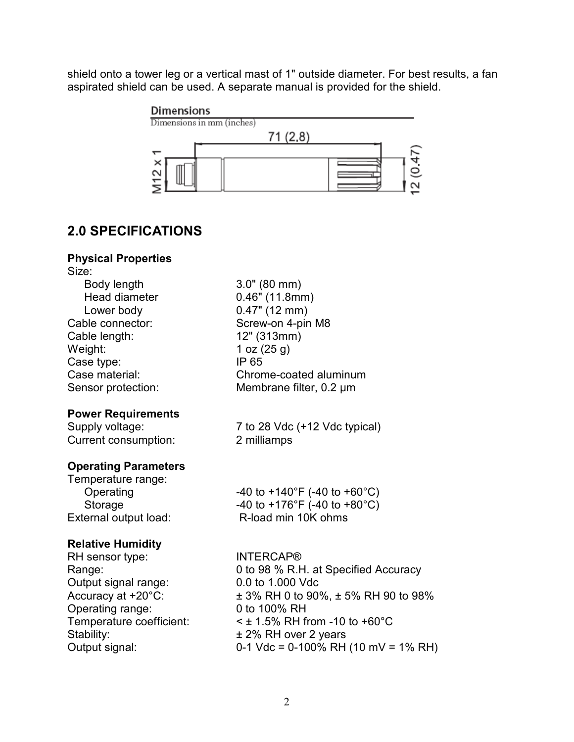shield onto a tower leg or a vertical mast of 1" outside diameter. For best results, a fan aspirated shield can be used. A separate manual is provided for the shield.

**Dimensions**

Dimensions in mm (inches)

71 (2.8)

M12 x 1

12 (0.47)

## 2.0 SPECIFICATIONS

**Physical Properties**

| | |
|---|---|
| Size: | |
| Body length | 3.0" (80 mm) |
| Head diameter | 0.46" (11.8mm) |
| Lower body | 0.47" (12 mm) |
| Cable connector: | Screw-on 4-pin M8 |
| Cable length: | 12" (313mm) |
| Weight: | 1 oz (25 g) |
| Case type: | IP 65 |
| Case material: | Chrome-coated aluminum |
| Sensor protection: | Membrane filter, 0.2 µm |

**Power Requirements**

| | |
|---|---|
| Supply voltage: | 7 to 28 Vdc (+12 Vdc typical) |
| Current consumption: | 2 milliamps |

**Operating Parameters**

| | |
|---|---|
| Temperature range: | |
| Operating | -40 to +140°F (-40 to +60°C) |
| Storage | -40 to +176°F (-40 to +80°C) |
| External output load: | R-load min 10K ohms |

**Relative Humidity**

| | |
|---|---|
| RH sensor type: | INTERCAP® |
| Range: | 0 to 98 % R.H. at Specified Accuracy |
| Output signal range: | 0.0 to 1.000 Vdc |
| Accuracy at +20°C: | ± 3% RH 0 to 90%, ± 5% RH 90 to 98% |
| Operating range: | 0 to 100% RH |
| Temperature coefficient: | < ± 1.5% RH from -10 to +60°C |
| Stability: | ± 2% RH over 2 years |
| Output signal: | 0-1 Vdc = 0-100% RH (10 mV = 1% RH) |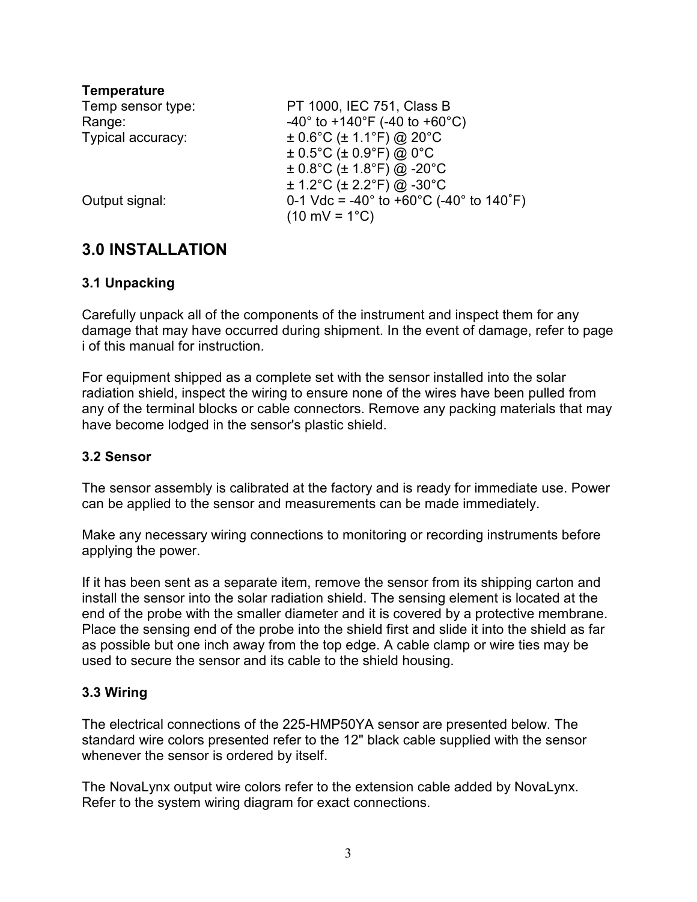**Temperature**

| | |
|---|---|
| Temp sensor type: | PT 1000, IEC 751, Class B |
| Range: | -40° to +140°F (-40 to +60°C) |
| Typical accuracy: | ± 0.6°C (± 1.1°F) @ 20°C |
| | ± 0.5°C (± 0.9°F) @ 0°C |
| | ± 0.8°C (± 1.8°F) @ -20°C |
| | ± 1.2°C (± 2.2°F) @ -30°C |
| Output signal: | 0-1 Vdc = -40° to +60°C (-40° to 140˚F) |
| | (10 mV = 1°C) |

## 3.0 INSTALLATION

### 3.1 Unpacking

Carefully unpack all of the components of the instrument and inspect them for any damage that may have occurred during shipment. In the event of damage, refer to page i of this manual for instruction.

For equipment shipped as a complete set with the sensor installed into the solar radiation shield, inspect the wiring to ensure none of the wires have been pulled from any of the terminal blocks or cable connectors. Remove any packing materials that may have become lodged in the sensor's plastic shield.

### 3.2 Sensor

The sensor assembly is calibrated at the factory and is ready for immediate use. Power can be applied to the sensor and measurements can be made immediately.

Make any necessary wiring connections to monitoring or recording instruments before applying the power.

If it has been sent as a separate item, remove the sensor from its shipping carton and install the sensor into the solar radiation shield. The sensing element is located at the end of the probe with the smaller diameter and it is covered by a protective membrane. Place the sensing end of the probe into the shield first and slide it into the shield as far as possible but one inch away from the top edge. A cable clamp or wire ties may be used to secure the sensor and its cable to the shield housing.

### 3.3 Wiring

The electrical connections of the 225-HMP50YA sensor are presented below. The standard wire colors presented refer to the 12" black cable supplied with the sensor whenever the sensor is ordered by itself.

The NovaLynx output wire colors refer to the extension cable added by NovaLynx. Refer to the system wiring diagram for exact connections.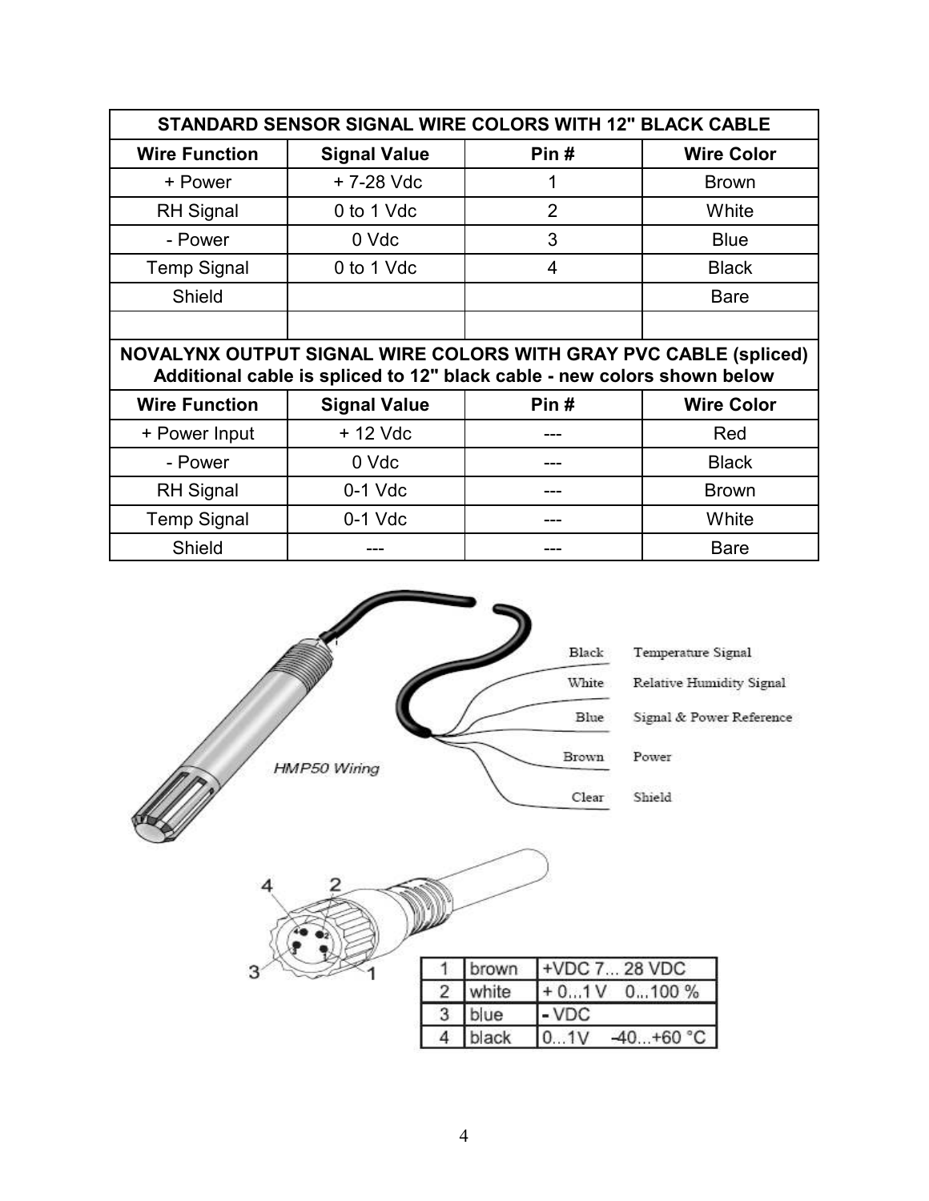| STANDARD SENSOR SIGNAL WIRE COLORS WITH 12" BLACK CABLE | | | |
|---|---|---|---|
| **Wire Function** | **Signal Value** | **Pin #** | **Wire Color** |
| + Power | + 7-28 Vdc | 1 | Brown |
| RH Signal | 0 to 1 Vdc | 2 | White |
| - Power | 0 Vdc | 3 | Blue |
| Temp Signal | 0 to 1 Vdc | 4 | Black |
| Shield | | | Bare |
| | | | |
| **NOVALYNX OUTPUT SIGNAL WIRE COLORS WITH GRAY PVC CABLE (spliced) Additional cable is spliced to 12" black cable - new colors shown below** | | | |
| **Wire Function** | **Signal Value** | **Pin #** | **Wire Color** |
| + Power Input | + 12 Vdc | --- | Red |
| - Power | 0 Vdc | --- | Black |
| RH Signal | 0-1 Vdc | --- | Brown |
| Temp Signal | 0-1 Vdc | --- | White |
| Shield | --- | --- | Bare |

HMP50 Wiring

| Wire | Function |
|---|---|
| Black | Temperature Signal |
| White | Relative Humidity Signal |
| Blue | Signal & Power Reference |
| Brown | Power |
| Clear | Shield |

| | | |
|---|---|---|
| 1 | brown | +VDC 7... 28 VDC |
| 2 | white | + 0...1 V 0...100 % |
| 3 | blue | - VDC |
| 4 | black | 0...1V -40...+60 °C |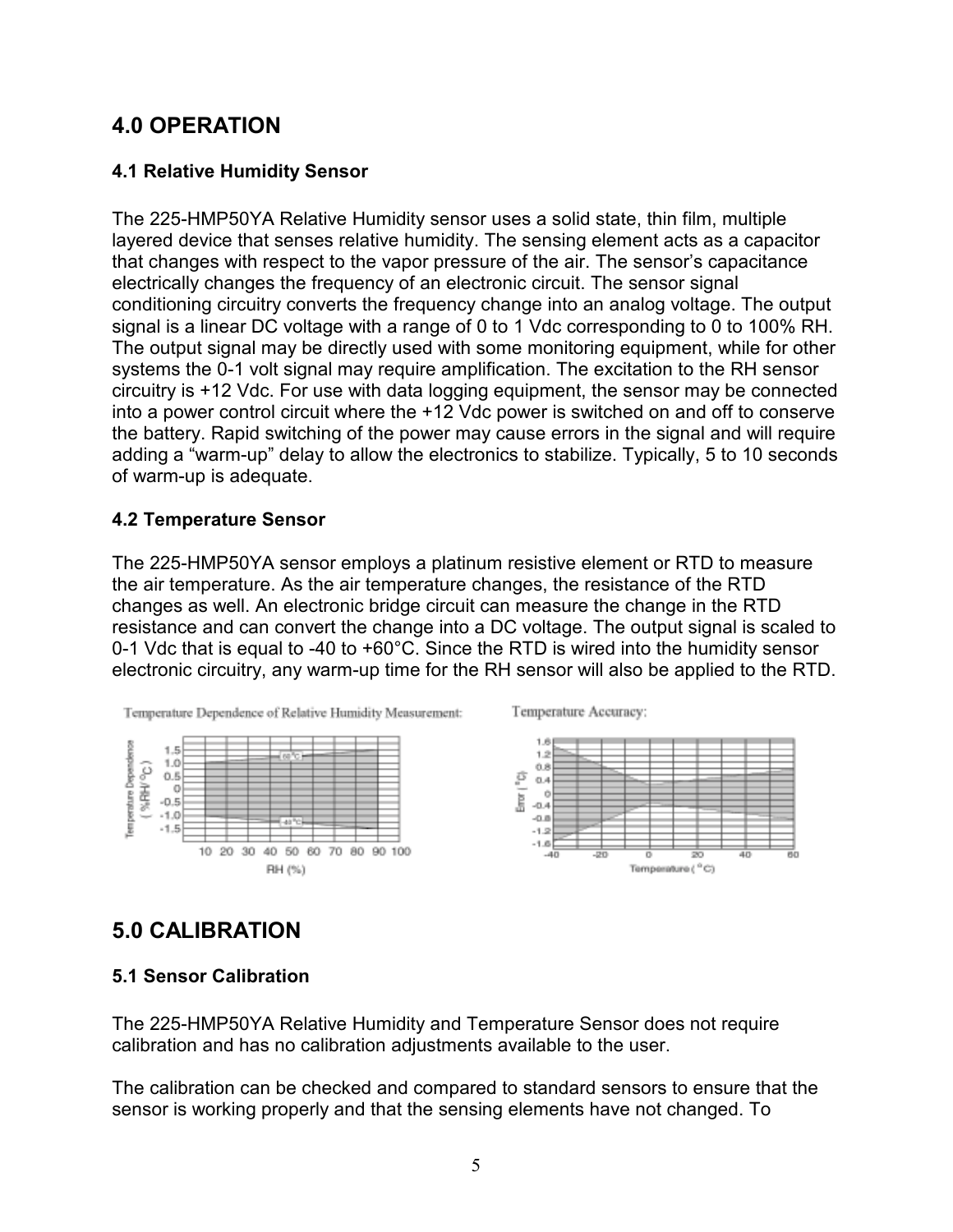# 4.0 OPERATION

## 4.1 Relative Humidity Sensor

The 225-HMP50YA Relative Humidity sensor uses a solid state, thin film, multiple layered device that senses relative humidity. The sensing element acts as a capacitor that changes with respect to the vapor pressure of the air. The sensor's capacitance electrically changes the frequency of an electronic circuit. The sensor signal conditioning circuitry converts the frequency change into an analog voltage. The output signal is a linear DC voltage with a range of 0 to 1 Vdc corresponding to 0 to 100% RH. The output signal may be directly used with some monitoring equipment, while for other systems the 0-1 volt signal may require amplification. The excitation to the RH sensor circuitry is +12 Vdc. For use with data logging equipment, the sensor may be connected into a power control circuit where the +12 Vdc power is switched on and off to conserve the battery. Rapid switching of the power may cause errors in the signal and will require adding a "warm-up" delay to allow the electronics to stabilize. Typically, 5 to 10 seconds of warm-up is adequate.

## 4.2 Temperature Sensor

The 225-HMP50YA sensor employs a platinum resistive element or RTD to measure the air temperature. As the air temperature changes, the resistance of the RTD changes as well. An electronic bridge circuit can measure the change in the RTD resistance and can convert the change into a DC voltage. The output signal is scaled to 0-1 Vdc that is equal to -40 to +60°C. Since the RTD is wired into the humidity sensor electronic circuitry, any warm-up time for the RH sensor will also be applied to the RTD.

Temperature Dependence of Relative Humidity Measurement:

Temperature Accuracy:

# 5.0 CALIBRATION

## 5.1 Sensor Calibration

The 225-HMP50YA Relative Humidity and Temperature Sensor does not require calibration and has no calibration adjustments available to the user.

The calibration can be checked and compared to standard sensors to ensure that the sensor is working properly and that the sensing elements have not changed. To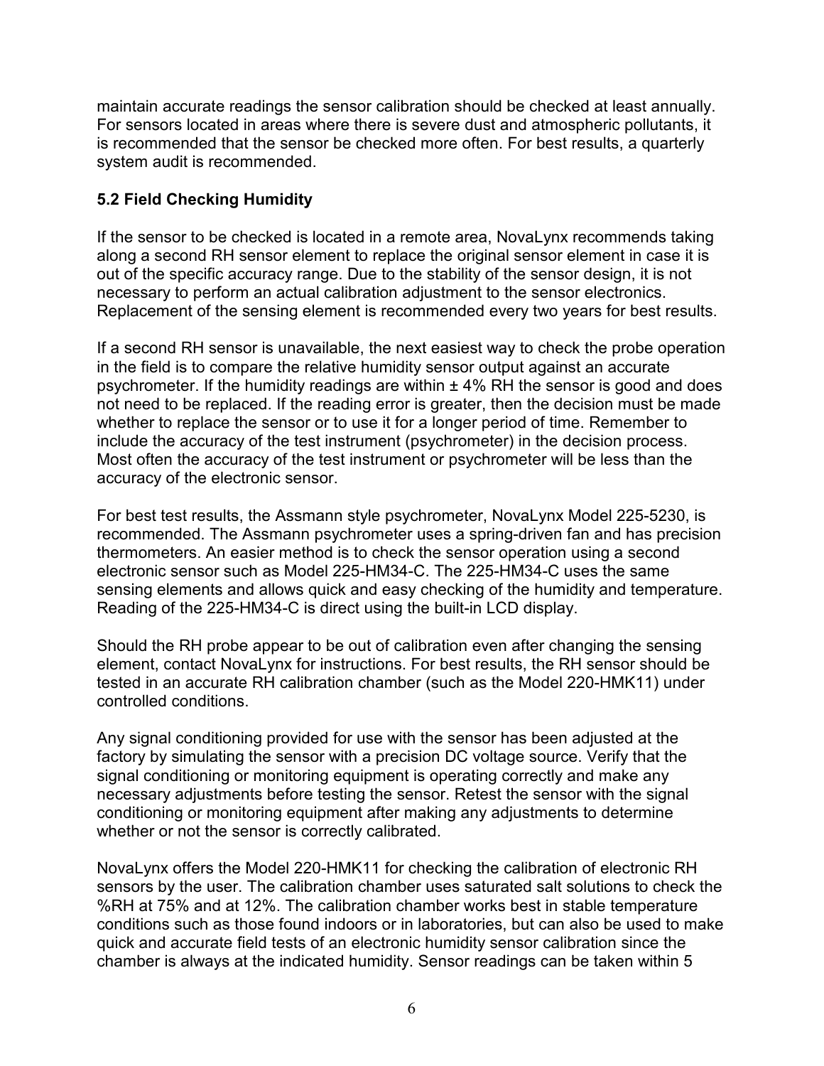maintain accurate readings the sensor calibration should be checked at least annually. For sensors located in areas where there is severe dust and atmospheric pollutants, it is recommended that the sensor be checked more often. For best results, a quarterly system audit is recommended.

**5.2 Field Checking Humidity**

If the sensor to be checked is located in a remote area, NovaLynx recommends taking along a second RH sensor element to replace the original sensor element in case it is out of the specific accuracy range. Due to the stability of the sensor design, it is not necessary to perform an actual calibration adjustment to the sensor electronics. Replacement of the sensing element is recommended every two years for best results.

If a second RH sensor is unavailable, the next easiest way to check the probe operation in the field is to compare the relative humidity sensor output against an accurate psychrometer. If the humidity readings are within ± 4% RH the sensor is good and does not need to be replaced. If the reading error is greater, then the decision must be made whether to replace the sensor or to use it for a longer period of time. Remember to include the accuracy of the test instrument (psychrometer) in the decision process. Most often the accuracy of the test instrument or psychrometer will be less than the accuracy of the electronic sensor.

For best test results, the Assmann style psychrometer, NovaLynx Model 225-5230, is recommended. The Assmann psychrometer uses a spring-driven fan and has precision thermometers. An easier method is to check the sensor operation using a second electronic sensor such as Model 225-HM34-C. The 225-HM34-C uses the same sensing elements and allows quick and easy checking of the humidity and temperature. Reading of the 225-HM34-C is direct using the built-in LCD display.

Should the RH probe appear to be out of calibration even after changing the sensing element, contact NovaLynx for instructions. For best results, the RH sensor should be tested in an accurate RH calibration chamber (such as the Model 220-HMK11) under controlled conditions.

Any signal conditioning provided for use with the sensor has been adjusted at the factory by simulating the sensor with a precision DC voltage source. Verify that the signal conditioning or monitoring equipment is operating correctly and make any necessary adjustments before testing the sensor. Retest the sensor with the signal conditioning or monitoring equipment after making any adjustments to determine whether or not the sensor is correctly calibrated.

NovaLynx offers the Model 220-HMK11 for checking the calibration of electronic RH sensors by the user. The calibration chamber uses saturated salt solutions to check the %RH at 75% and at 12%. The calibration chamber works best in stable temperature conditions such as those found indoors or in laboratories, but can also be used to make quick and accurate field tests of an electronic humidity sensor calibration since the chamber is always at the indicated humidity. Sensor readings can be taken within 5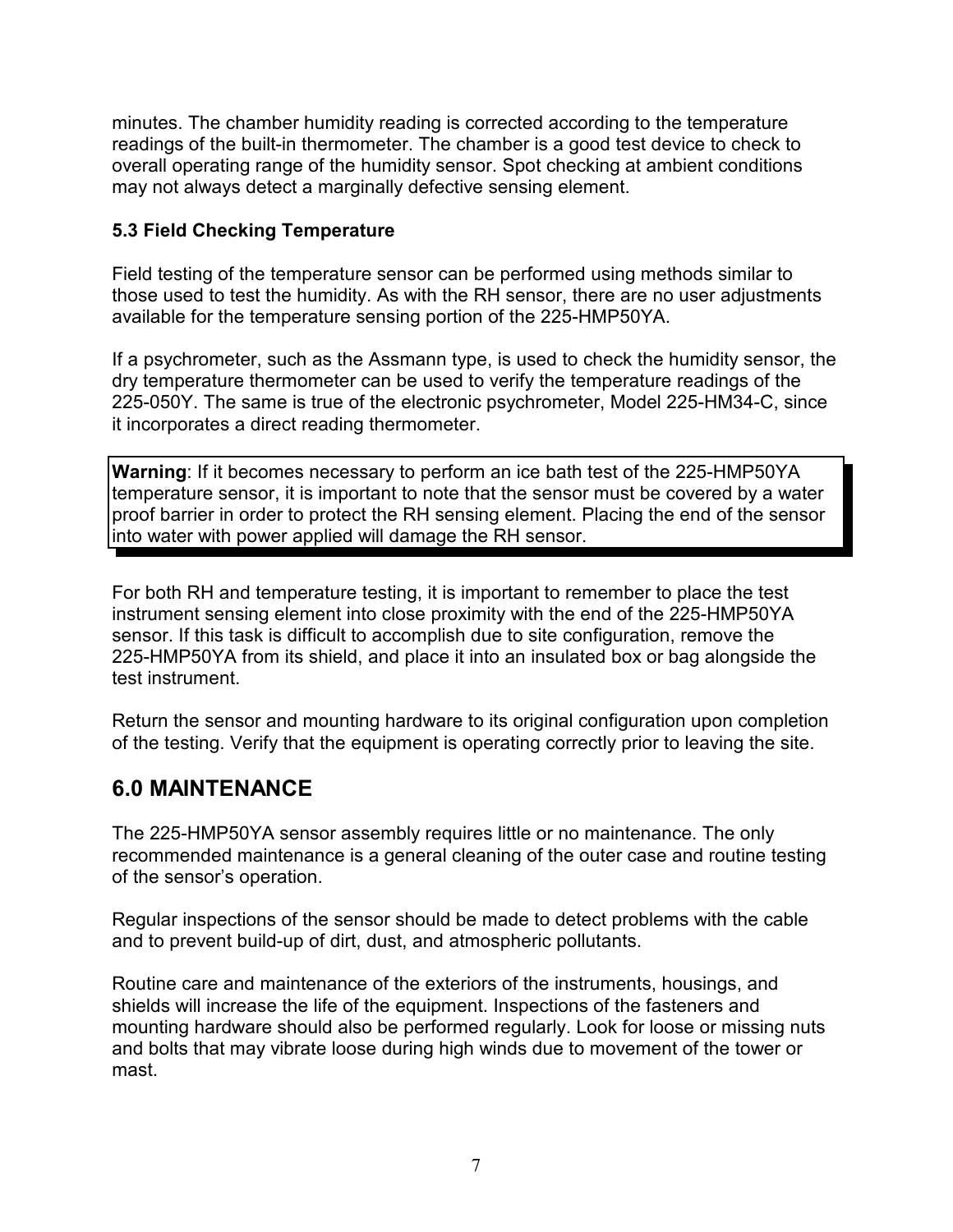minutes. The chamber humidity reading is corrected according to the temperature readings of the built-in thermometer. The chamber is a good test device to check to overall operating range of the humidity sensor. Spot checking at ambient conditions may not always detect a marginally defective sensing element.

### 5.3 Field Checking Temperature

Field testing of the temperature sensor can be performed using methods similar to those used to test the humidity. As with the RH sensor, there are no user adjustments available for the temperature sensing portion of the 225-HMP50YA.

If a psychrometer, such as the Assmann type, is used to check the humidity sensor, the dry temperature thermometer can be used to verify the temperature readings of the 225-050Y. The same is true of the electronic psychrometer, Model 225-HM34-C, since it incorporates a direct reading thermometer.

**Warning**: If it becomes necessary to perform an ice bath test of the 225-HMP50YA temperature sensor, it is important to note that the sensor must be covered by a water proof barrier in order to protect the RH sensing element. Placing the end of the sensor into water with power applied will damage the RH sensor.

For both RH and temperature testing, it is important to remember to place the test instrument sensing element into close proximity with the end of the 225-HMP50YA sensor. If this task is difficult to accomplish due to site configuration, remove the 225-HMP50YA from its shield, and place it into an insulated box or bag alongside the test instrument.

Return the sensor and mounting hardware to its original configuration upon completion of the testing. Verify that the equipment is operating correctly prior to leaving the site.

## 6.0 MAINTENANCE

The 225-HMP50YA sensor assembly requires little or no maintenance. The only recommended maintenance is a general cleaning of the outer case and routine testing of the sensor's operation.

Regular inspections of the sensor should be made to detect problems with the cable and to prevent build-up of dirt, dust, and atmospheric pollutants.

Routine care and maintenance of the exteriors of the instruments, housings, and shields will increase the life of the equipment. Inspections of the fasteners and mounting hardware should also be performed regularly. Look for loose or missing nuts and bolts that may vibrate loose during high winds due to movement of the tower or mast.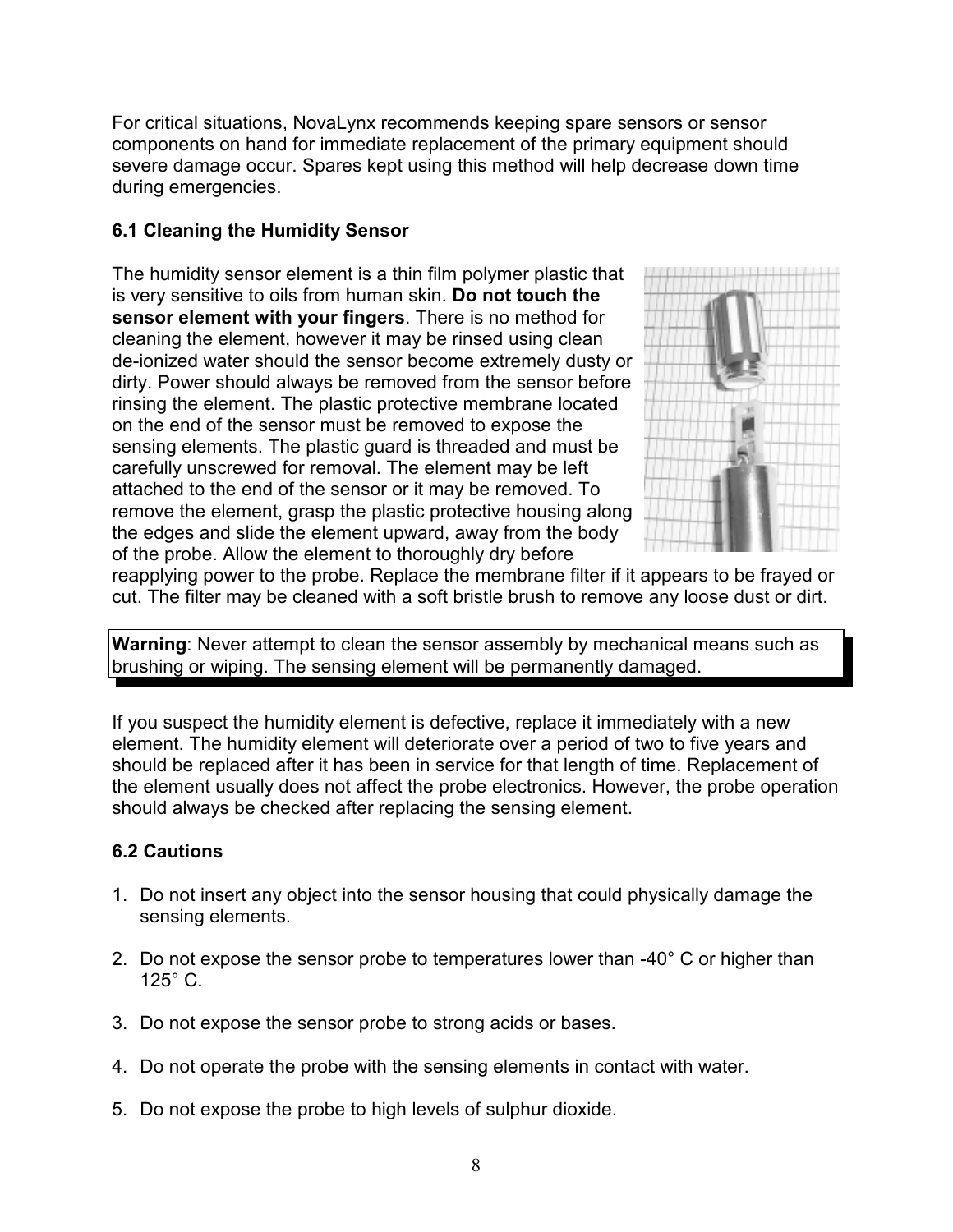For critical situations, NovaLynx recommends keeping spare sensors or sensor components on hand for immediate replacement of the primary equipment should severe damage occur. Spares kept using this method will help decrease down time during emergencies.

### 6.1 Cleaning the Humidity Sensor

The humidity sensor element is a thin film polymer plastic that is very sensitive to oils from human skin. **Do not touch the sensor element with your fingers**. There is no method for cleaning the element, however it may be rinsed using clean de-ionized water should the sensor become extremely dusty or dirty. Power should always be removed from the sensor before rinsing the element. The plastic protective membrane located on the end of the sensor must be removed to expose the sensing elements. The plastic guard is threaded and must be carefully unscrewed for removal. The element may be left attached to the end of the sensor or it may be removed. To remove the element, grasp the plastic protective housing along the edges and slide the element upward, away from the body of the probe. Allow the element to thoroughly dry before reapplying power to the probe. Replace the membrane filter if it appears to be frayed or cut. The filter may be cleaned with a soft bristle brush to remove any loose dust or dirt.

**Warning**: Never attempt to clean the sensor assembly by mechanical means such as brushing or wiping. The sensing element will be permanently damaged.

If you suspect the humidity element is defective, replace it immediately with a new element. The humidity element will deteriorate over a period of two to five years and should be replaced after it has been in service for that length of time. Replacement of the element usually does not affect the probe electronics. However, the probe operation should always be checked after replacing the sensing element.

### 6.2 Cautions

1. Do not insert any object into the sensor housing that could physically damage the sensing elements.

2. Do not expose the sensor probe to temperatures lower than -40° C or higher than 125° C.

3. Do not expose the sensor probe to strong acids or bases.

4. Do not operate the probe with the sensing elements in contact with water.

5. Do not expose the probe to high levels of sulphur dioxide.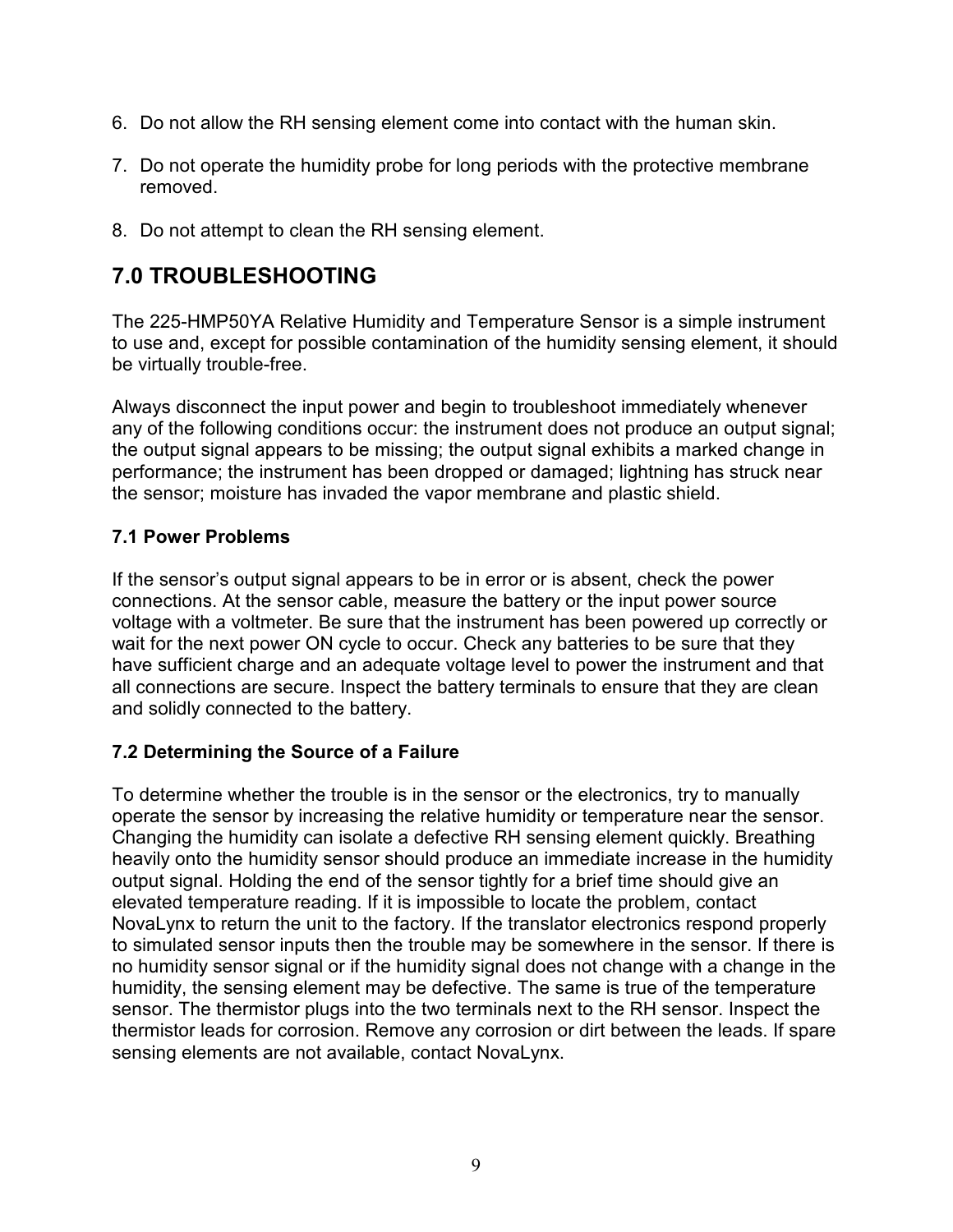6. Do not allow the RH sensing element come into contact with the human skin.

7. Do not operate the humidity probe for long periods with the protective membrane removed.

8. Do not attempt to clean the RH sensing element.

# 7.0 TROUBLESHOOTING

The 225-HMP50YA Relative Humidity and Temperature Sensor is a simple instrument to use and, except for possible contamination of the humidity sensing element, it should be virtually trouble-free.

Always disconnect the input power and begin to troubleshoot immediately whenever any of the following conditions occur: the instrument does not produce an output signal; the output signal appears to be missing; the output signal exhibits a marked change in performance; the instrument has been dropped or damaged; lightning has struck near the sensor; moisture has invaded the vapor membrane and plastic shield.

### 7.1 Power Problems

If the sensor's output signal appears to be in error or is absent, check the power connections. At the sensor cable, measure the battery or the input power source voltage with a voltmeter. Be sure that the instrument has been powered up correctly or wait for the next power ON cycle to occur. Check any batteries to be sure that they have sufficient charge and an adequate voltage level to power the instrument and that all connections are secure. Inspect the battery terminals to ensure that they are clean and solidly connected to the battery.

### 7.2 Determining the Source of a Failure

To determine whether the trouble is in the sensor or the electronics, try to manually operate the sensor by increasing the relative humidity or temperature near the sensor. Changing the humidity can isolate a defective RH sensing element quickly. Breathing heavily onto the humidity sensor should produce an immediate increase in the humidity output signal. Holding the end of the sensor tightly for a brief time should give an elevated temperature reading. If it is impossible to locate the problem, contact NovaLynx to return the unit to the factory. If the translator electronics respond properly to simulated sensor inputs then the trouble may be somewhere in the sensor. If there is no humidity sensor signal or if the humidity signal does not change with a change in the humidity, the sensing element may be defective. The same is true of the temperature sensor. The thermistor plugs into the two terminals next to the RH sensor. Inspect the thermistor leads for corrosion. Remove any corrosion or dirt between the leads. If spare sensing elements are not available, contact NovaLynx.